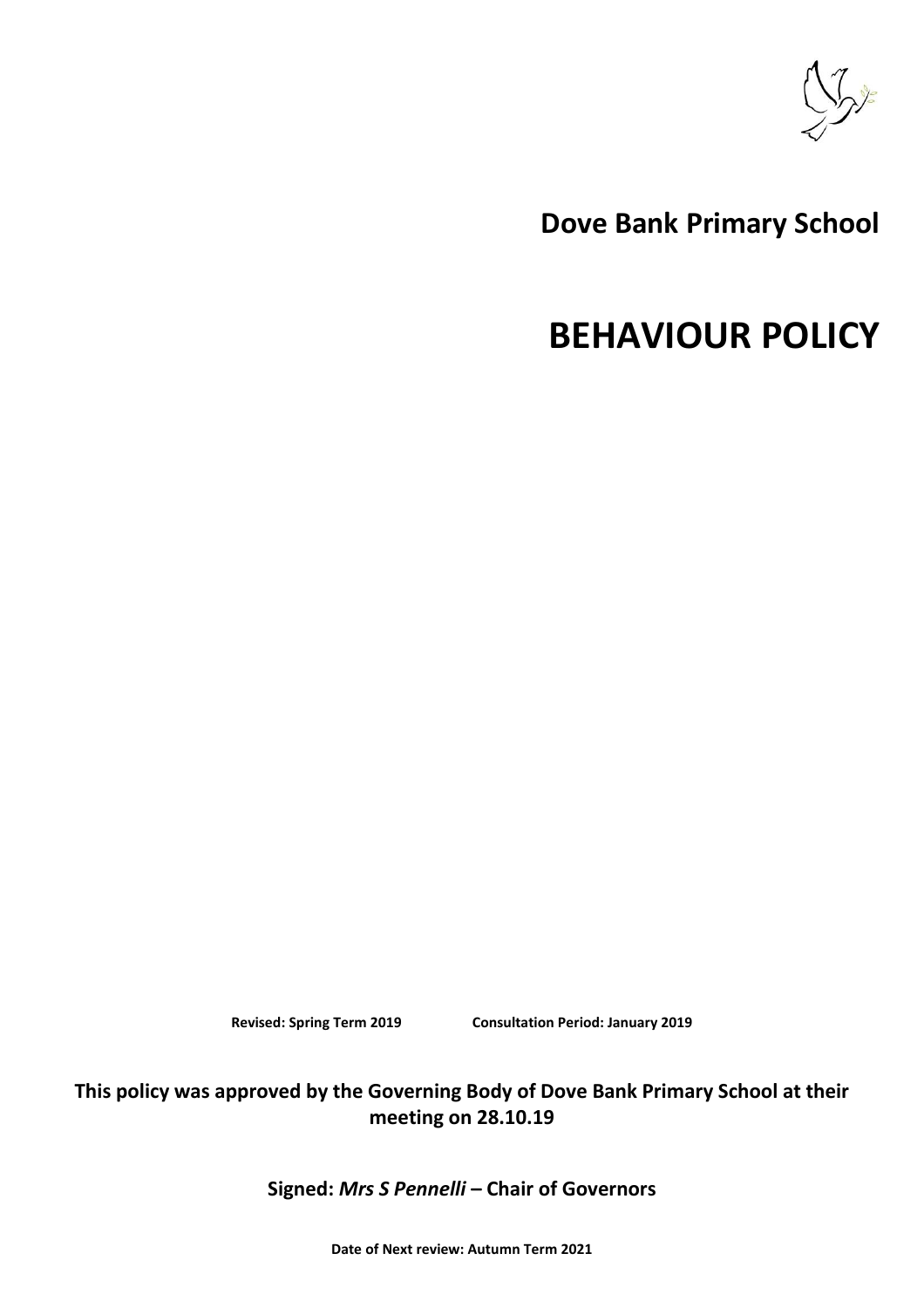# Dove Bank Primary School

# BEHAVIOUR POLICY

**Revised: Spring Term 2019** **Consultation Period: January 2019**

**This policy was approved by the Governing Body of Dove Bank Primary School at their meeting on 28.10.19**

**Signed:** ***Mrs S Pennelli*** **– Chair of Governors**

**Date of Next review: Autumn Term 2021**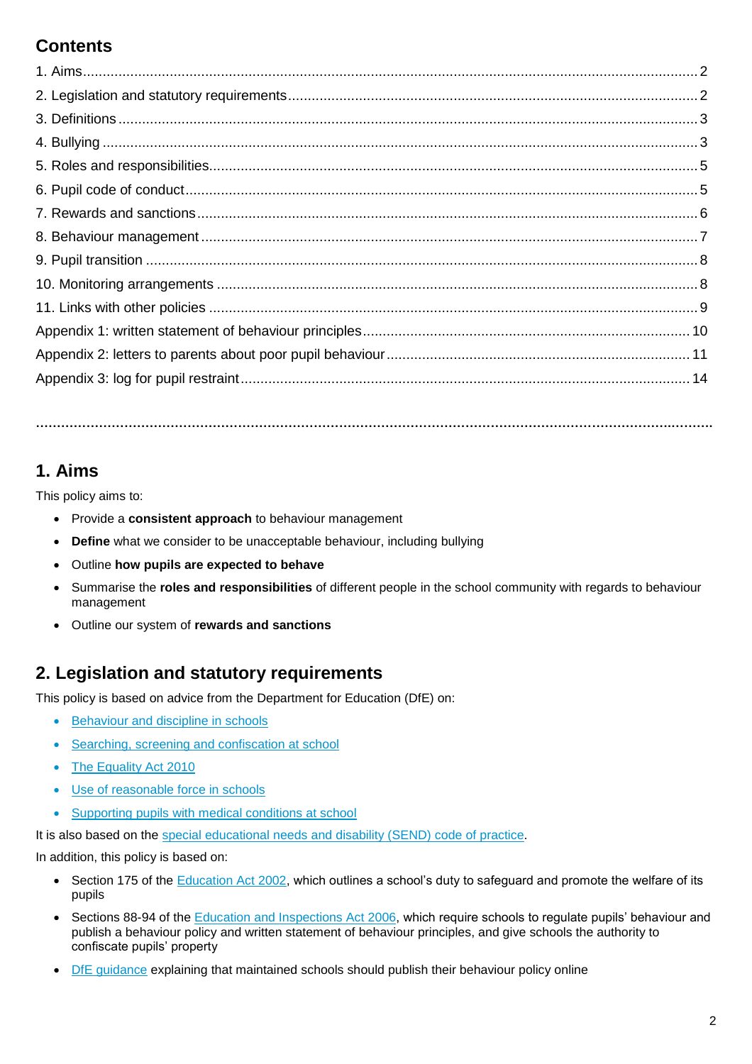## Contents

1. Aims ........ 2
2. Legislation and statutory requirements ........ 2
3. Definitions ........ 3
4. Bullying ........ 3
5. Roles and responsibilities ........ 5
6. Pupil code of conduct ........ 5
7. Rewards and sanctions ........ 6
8. Behaviour management ........ 7
9. Pupil transition ........ 8
10. Monitoring arrangements ........ 8
11. Links with other policies ........ 9

Appendix 1: written statement of behaviour principles ........ 10
Appendix 2: letters to parents about poor pupil behaviour ........ 11
Appendix 3: log for pupil restraint ........ 14

---

## 1. Aims

This policy aims to:

- Provide a **consistent approach** to behaviour management
- **Define** what we consider to be unacceptable behaviour, including bullying
- Outline **how pupils are expected to behave**
- Summarise the **roles and responsibilities** of different people in the school community with regards to behaviour management
- Outline our system of **rewards and sanctions**

## 2. Legislation and statutory requirements

This policy is based on advice from the Department for Education (DfE) on:

- Behaviour and discipline in schools
- Searching, screening and confiscation at school
- The Equality Act 2010
- Use of reasonable force in schools
- Supporting pupils with medical conditions at school

It is also based on the special educational needs and disability (SEND) code of practice.

In addition, this policy is based on:

- Section 175 of the Education Act 2002, which outlines a school's duty to safeguard and promote the welfare of its pupils
- Sections 88-94 of the Education and Inspections Act 2006, which require schools to regulate pupils' behaviour and publish a behaviour policy and written statement of behaviour principles, and give schools the authority to confiscate pupils' property
- DfE guidance explaining that maintained schools should publish their behaviour policy online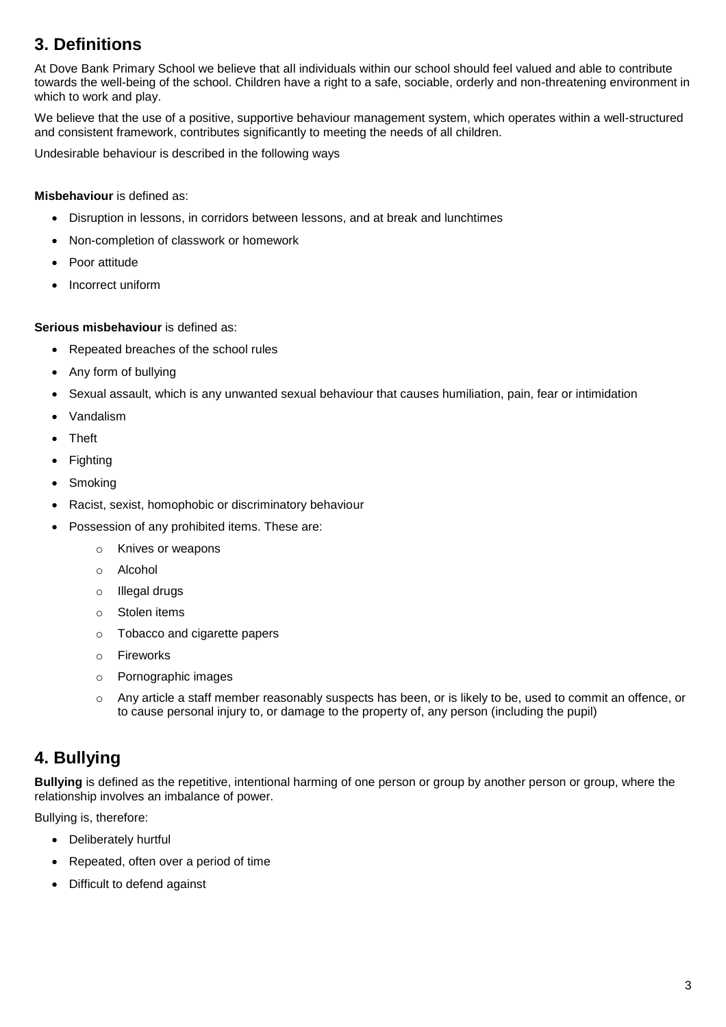## 3. Definitions

At Dove Bank Primary School we believe that all individuals within our school should feel valued and able to contribute towards the well-being of the school. Children have a right to a safe, sociable, orderly and non-threatening environment in which to work and play.

We believe that the use of a positive, supportive behaviour management system, which operates within a well-structured and consistent framework, contributes significantly to meeting the needs of all children.

Undesirable behaviour is described in the following ways

**Misbehaviour** is defined as:

- Disruption in lessons, in corridors between lessons, and at break and lunchtimes
- Non-completion of classwork or homework
- Poor attitude
- Incorrect uniform

**Serious misbehaviour** is defined as:

- Repeated breaches of the school rules
- Any form of bullying
- Sexual assault, which is any unwanted sexual behaviour that causes humiliation, pain, fear or intimidation
- Vandalism
- Theft
- Fighting
- Smoking
- Racist, sexist, homophobic or discriminatory behaviour
- Possession of any prohibited items. These are:
    - Knives or weapons
    - Alcohol
    - Illegal drugs
    - Stolen items
    - Tobacco and cigarette papers
    - Fireworks
    - Pornographic images
    - Any article a staff member reasonably suspects has been, or is likely to be, used to commit an offence, or to cause personal injury to, or damage to the property of, any person (including the pupil)

## 4. Bullying

**Bullying** is defined as the repetitive, intentional harming of one person or group by another person or group, where the relationship involves an imbalance of power.

Bullying is, therefore:

- Deliberately hurtful
- Repeated, often over a period of time
- Difficult to defend against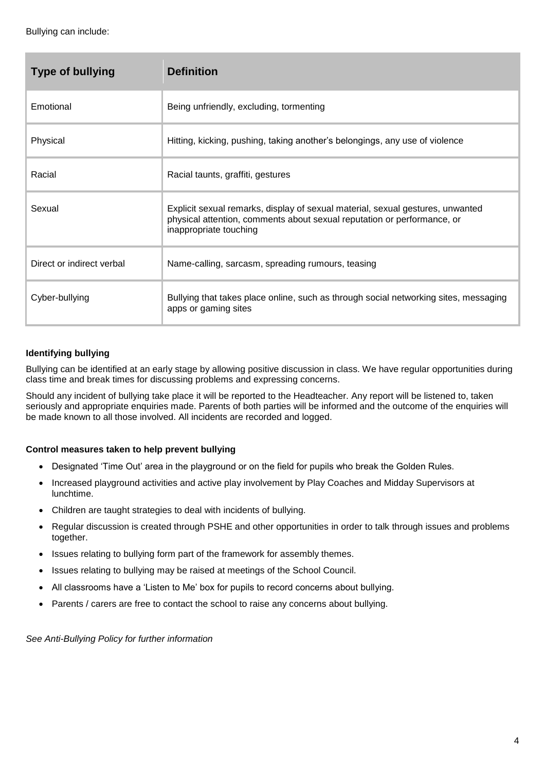Bullying can include:

| Type of bullying | Definition |
| --- | --- |
| Emotional | Being unfriendly, excluding, tormenting |
| Physical | Hitting, kicking, pushing, taking another's belongings, any use of violence |
| Racial | Racial taunts, graffiti, gestures |
| Sexual | Explicit sexual remarks, display of sexual material, sexual gestures, unwanted physical attention, comments about sexual reputation or performance, or inappropriate touching |
| Direct or indirect verbal | Name-calling, sarcasm, spreading rumours, teasing |
| Cyber-bullying | Bullying that takes place online, such as through social networking sites, messaging apps or gaming sites |

**Identifying bullying**

Bullying can be identified at an early stage by allowing positive discussion in class. We have regular opportunities during class time and break times for discussing problems and expressing concerns.

Should any incident of bullying take place it will be reported to the Headteacher. Any report will be listened to, taken seriously and appropriate enquiries made. Parents of both parties will be informed and the outcome of the enquiries will be made known to all those involved. All incidents are recorded and logged.

**Control measures taken to help prevent bullying**

- Designated 'Time Out' area in the playground or on the field for pupils who break the Golden Rules.
- Increased playground activities and active play involvement by Play Coaches and Midday Supervisors at lunchtime.
- Children are taught strategies to deal with incidents of bullying.
- Regular discussion is created through PSHE and other opportunities in order to talk through issues and problems together.
- Issues relating to bullying form part of the framework for assembly themes.
- Issues relating to bullying may be raised at meetings of the School Council.
- All classrooms have a 'Listen to Me' box for pupils to record concerns about bullying.
- Parents / carers are free to contact the school to raise any concerns about bullying.

*See Anti-Bullying Policy for further information*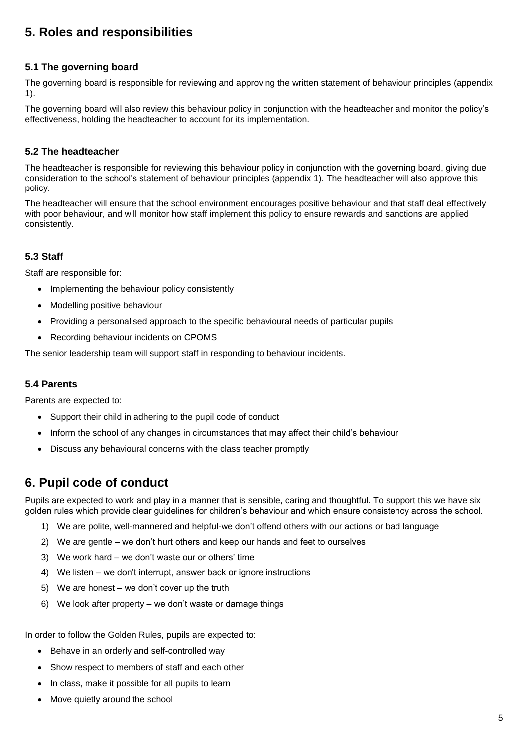## 5. Roles and responsibilities

### 5.1 The governing board

The governing board is responsible for reviewing and approving the written statement of behaviour principles (appendix 1).

The governing board will also review this behaviour policy in conjunction with the headteacher and monitor the policy's effectiveness, holding the headteacher to account for its implementation.

### 5.2 The headteacher

The headteacher is responsible for reviewing this behaviour policy in conjunction with the governing board, giving due consideration to the school's statement of behaviour principles (appendix 1). The headteacher will also approve this policy.

The headteacher will ensure that the school environment encourages positive behaviour and that staff deal effectively with poor behaviour, and will monitor how staff implement this policy to ensure rewards and sanctions are applied consistently.

### 5.3 Staff

Staff are responsible for:

- Implementing the behaviour policy consistently
- Modelling positive behaviour
- Providing a personalised approach to the specific behavioural needs of particular pupils
- Recording behaviour incidents on CPOMS

The senior leadership team will support staff in responding to behaviour incidents.

### 5.4 Parents

Parents are expected to:

- Support their child in adhering to the pupil code of conduct
- Inform the school of any changes in circumstances that may affect their child's behaviour
- Discuss any behavioural concerns with the class teacher promptly

## 6. Pupil code of conduct

Pupils are expected to work and play in a manner that is sensible, caring and thoughtful. To support this we have six golden rules which provide clear guidelines for children's behaviour and which ensure consistency across the school.

1) We are polite, well-mannered and helpful-we don't offend others with our actions or bad language
2) We are gentle – we don't hurt others and keep our hands and feet to ourselves
3) We work hard – we don't waste our or others' time
4) We listen – we don't interrupt, answer back or ignore instructions
5) We are honest – we don't cover up the truth
6) We look after property – we don't waste or damage things

In order to follow the Golden Rules, pupils are expected to:

- Behave in an orderly and self-controlled way
- Show respect to members of staff and each other
- In class, make it possible for all pupils to learn
- Move quietly around the school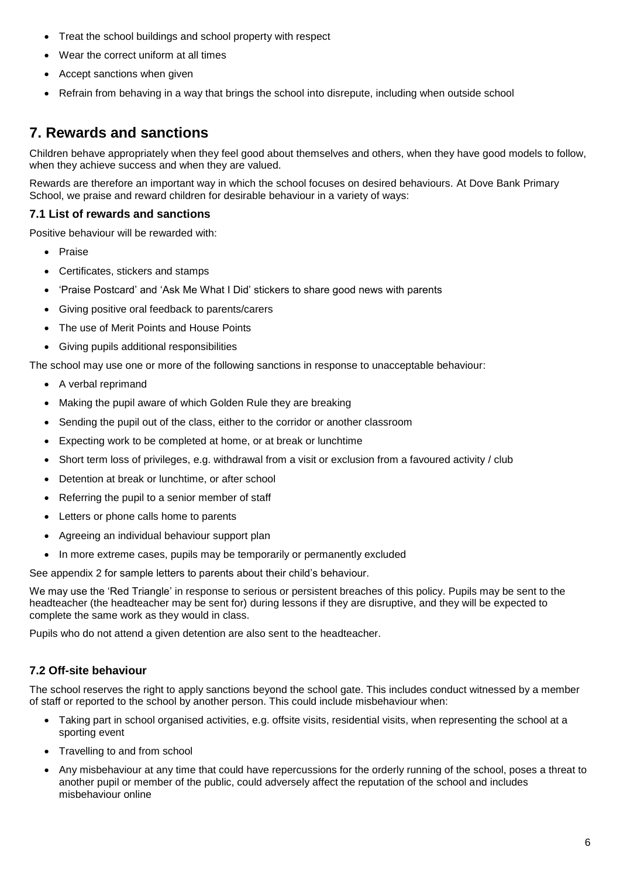- Treat the school buildings and school property with respect
- Wear the correct uniform at all times
- Accept sanctions when given
- Refrain from behaving in a way that brings the school into disrepute, including when outside school

## 7. Rewards and sanctions

Children behave appropriately when they feel good about themselves and others, when they have good models to follow, when they achieve success and when they are valued.

Rewards are therefore an important way in which the school focuses on desired behaviours. At Dove Bank Primary School, we praise and reward children for desirable behaviour in a variety of ways:

### 7.1 List of rewards and sanctions

Positive behaviour will be rewarded with:

- Praise
- Certificates, stickers and stamps
- 'Praise Postcard' and 'Ask Me What I Did' stickers to share good news with parents
- Giving positive oral feedback to parents/carers
- The use of Merit Points and House Points
- Giving pupils additional responsibilities

The school may use one or more of the following sanctions in response to unacceptable behaviour:

- A verbal reprimand
- Making the pupil aware of which Golden Rule they are breaking
- Sending the pupil out of the class, either to the corridor or another classroom
- Expecting work to be completed at home, or at break or lunchtime
- Short term loss of privileges, e.g. withdrawal from a visit or exclusion from a favoured activity / club
- Detention at break or lunchtime, or after school
- Referring the pupil to a senior member of staff
- Letters or phone calls home to parents
- Agreeing an individual behaviour support plan
- In more extreme cases, pupils may be temporarily or permanently excluded

See appendix 2 for sample letters to parents about their child's behaviour.

We may use the 'Red Triangle' in response to serious or persistent breaches of this policy. Pupils may be sent to the headteacher (the headteacher may be sent for) during lessons if they are disruptive, and they will be expected to complete the same work as they would in class.

Pupils who do not attend a given detention are also sent to the headteacher.

### 7.2 Off-site behaviour

The school reserves the right to apply sanctions beyond the school gate. This includes conduct witnessed by a member of staff or reported to the school by another person. This could include misbehaviour when:

- Taking part in school organised activities, e.g. offsite visits, residential visits, when representing the school at a sporting event
- Travelling to and from school
- Any misbehaviour at any time that could have repercussions for the orderly running of the school, poses a threat to another pupil or member of the public, could adversely affect the reputation of the school and includes misbehaviour online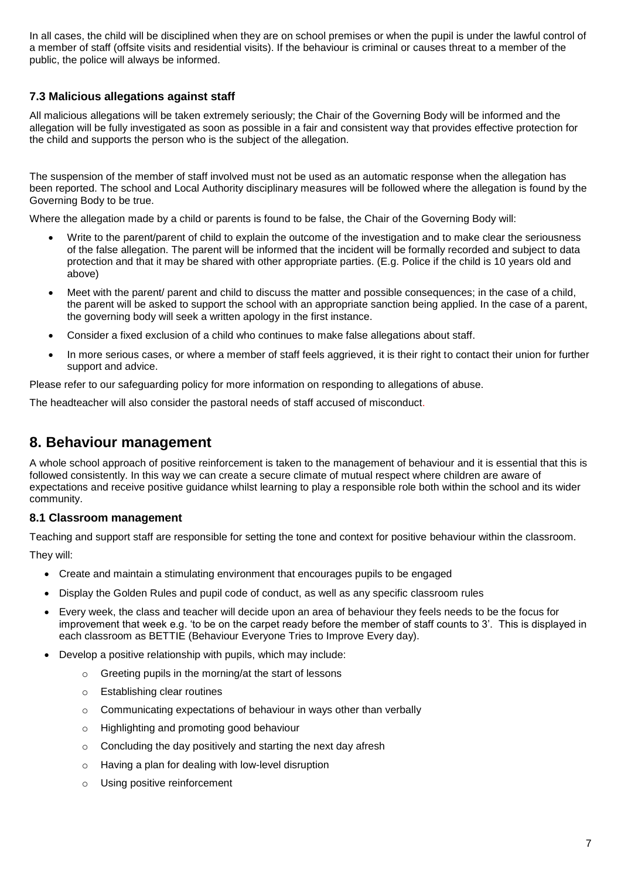In all cases, the child will be disciplined when they are on school premises or when the pupil is under the lawful control of a member of staff (offsite visits and residential visits). If the behaviour is criminal or causes threat to a member of the public, the police will always be informed.

### 7.3 Malicious allegations against staff

All malicious allegations will be taken extremely seriously; the Chair of the Governing Body will be informed and the allegation will be fully investigated as soon as possible in a fair and consistent way that provides effective protection for the child and supports the person who is the subject of the allegation.

The suspension of the member of staff involved must not be used as an automatic response when the allegation has been reported. The school and Local Authority disciplinary measures will be followed where the allegation is found by the Governing Body to be true.

Where the allegation made by a child or parents is found to be false, the Chair of the Governing Body will:

- Write to the parent/parent of child to explain the outcome of the investigation and to make clear the seriousness of the false allegation. The parent will be informed that the incident will be formally recorded and subject to data protection and that it may be shared with other appropriate parties. (E.g. Police if the child is 10 years old and above)
- Meet with the parent/ parent and child to discuss the matter and possible consequences; in the case of a child, the parent will be asked to support the school with an appropriate sanction being applied. In the case of a parent, the governing body will seek a written apology in the first instance.
- Consider a fixed exclusion of a child who continues to make false allegations about staff.
- In more serious cases, or where a member of staff feels aggrieved, it is their right to contact their union for further support and advice.

Please refer to our safeguarding policy for more information on responding to allegations of abuse.

The headteacher will also consider the pastoral needs of staff accused of misconduct.

## 8. Behaviour management

A whole school approach of positive reinforcement is taken to the management of behaviour and it is essential that this is followed consistently. In this way we can create a secure climate of mutual respect where children are aware of expectations and receive positive guidance whilst learning to play a responsible role both within the school and its wider community.

### 8.1 Classroom management

Teaching and support staff are responsible for setting the tone and context for positive behaviour within the classroom.

They will:

- Create and maintain a stimulating environment that encourages pupils to be engaged
- Display the Golden Rules and pupil code of conduct, as well as any specific classroom rules
- Every week, the class and teacher will decide upon an area of behaviour they feels needs to be the focus for improvement that week e.g. 'to be on the carpet ready before the member of staff counts to 3'. This is displayed in each classroom as BETTIE (Behaviour Everyone Tries to Improve Every day).
- Develop a positive relationship with pupils, which may include:
  - Greeting pupils in the morning/at the start of lessons
  - Establishing clear routines
  - Communicating expectations of behaviour in ways other than verbally
  - Highlighting and promoting good behaviour
  - Concluding the day positively and starting the next day afresh
  - Having a plan for dealing with low-level disruption
  - Using positive reinforcement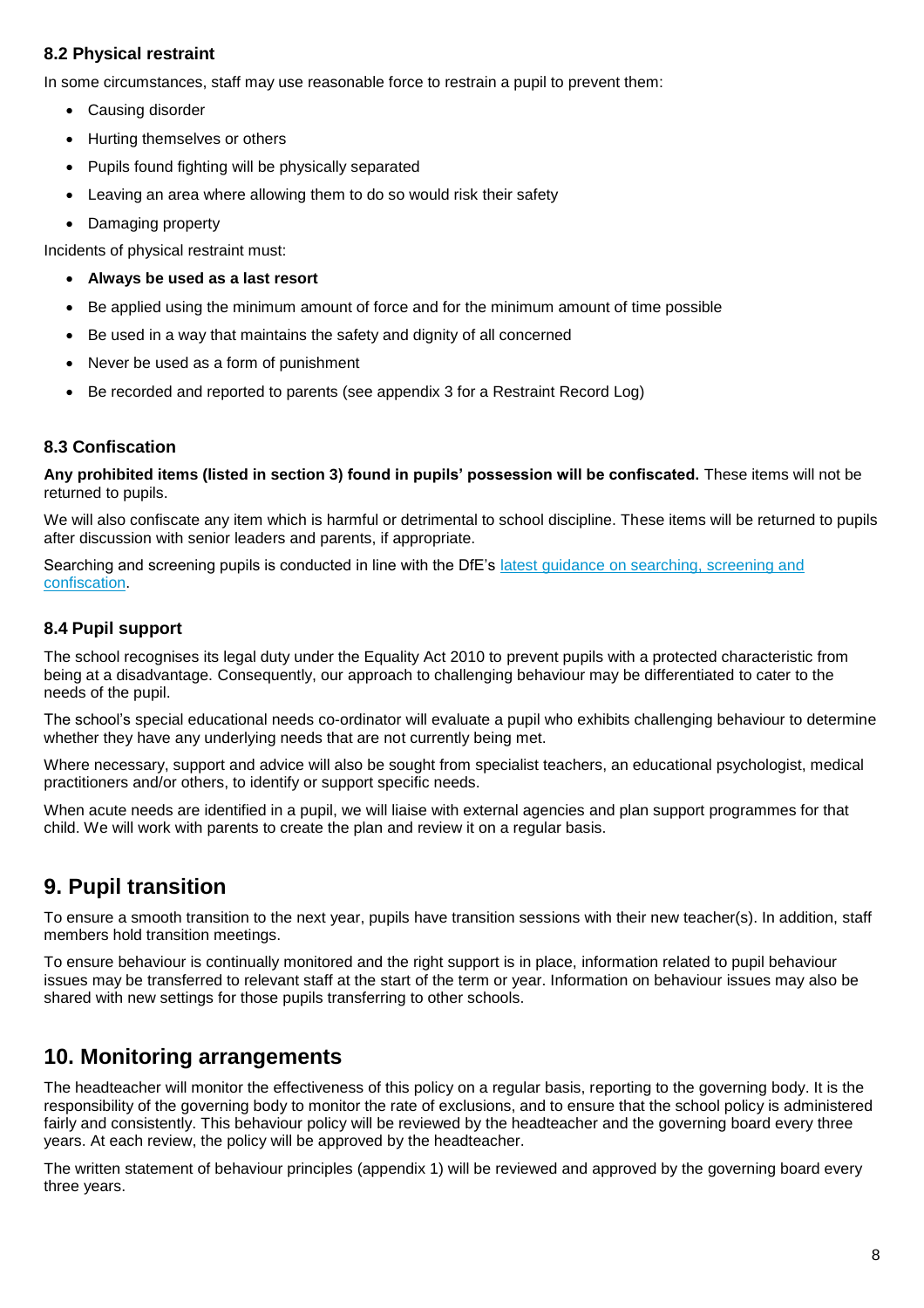### 8.2 Physical restraint

In some circumstances, staff may use reasonable force to restrain a pupil to prevent them:

- Causing disorder
- Hurting themselves or others
- Pupils found fighting will be physically separated
- Leaving an area where allowing them to do so would risk their safety
- Damaging property

Incidents of physical restraint must:

- **Always be used as a last resort**
- Be applied using the minimum amount of force and for the minimum amount of time possible
- Be used in a way that maintains the safety and dignity of all concerned
- Never be used as a form of punishment
- Be recorded and reported to parents (see appendix 3 for a Restraint Record Log)

### 8.3 Confiscation

**Any prohibited items (listed in section 3) found in pupils' possession will be confiscated.** These items will not be returned to pupils.

We will also confiscate any item which is harmful or detrimental to school discipline. These items will be returned to pupils after discussion with senior leaders and parents, if appropriate.

Searching and screening pupils is conducted in line with the DfE's [latest guidance on searching, screening and confiscation](latest guidance on searching, screening and confiscation).

### 8.4 Pupil support

The school recognises its legal duty under the Equality Act 2010 to prevent pupils with a protected characteristic from being at a disadvantage. Consequently, our approach to challenging behaviour may be differentiated to cater to the needs of the pupil.

The school's special educational needs co-ordinator will evaluate a pupil who exhibits challenging behaviour to determine whether they have any underlying needs that are not currently being met.

Where necessary, support and advice will also be sought from specialist teachers, an educational psychologist, medical practitioners and/or others, to identify or support specific needs.

When acute needs are identified in a pupil, we will liaise with external agencies and plan support programmes for that child. We will work with parents to create the plan and review it on a regular basis.

## 9. Pupil transition

To ensure a smooth transition to the next year, pupils have transition sessions with their new teacher(s). In addition, staff members hold transition meetings.

To ensure behaviour is continually monitored and the right support is in place, information related to pupil behaviour issues may be transferred to relevant staff at the start of the term or year. Information on behaviour issues may also be shared with new settings for those pupils transferring to other schools.

## 10. Monitoring arrangements

The headteacher will monitor the effectiveness of this policy on a regular basis, reporting to the governing body. It is the responsibility of the governing body to monitor the rate of exclusions, and to ensure that the school policy is administered fairly and consistently. This behaviour policy will be reviewed by the headteacher and the governing board every three years. At each review, the policy will be approved by the headteacher.

The written statement of behaviour principles (appendix 1) will be reviewed and approved by the governing board every three years.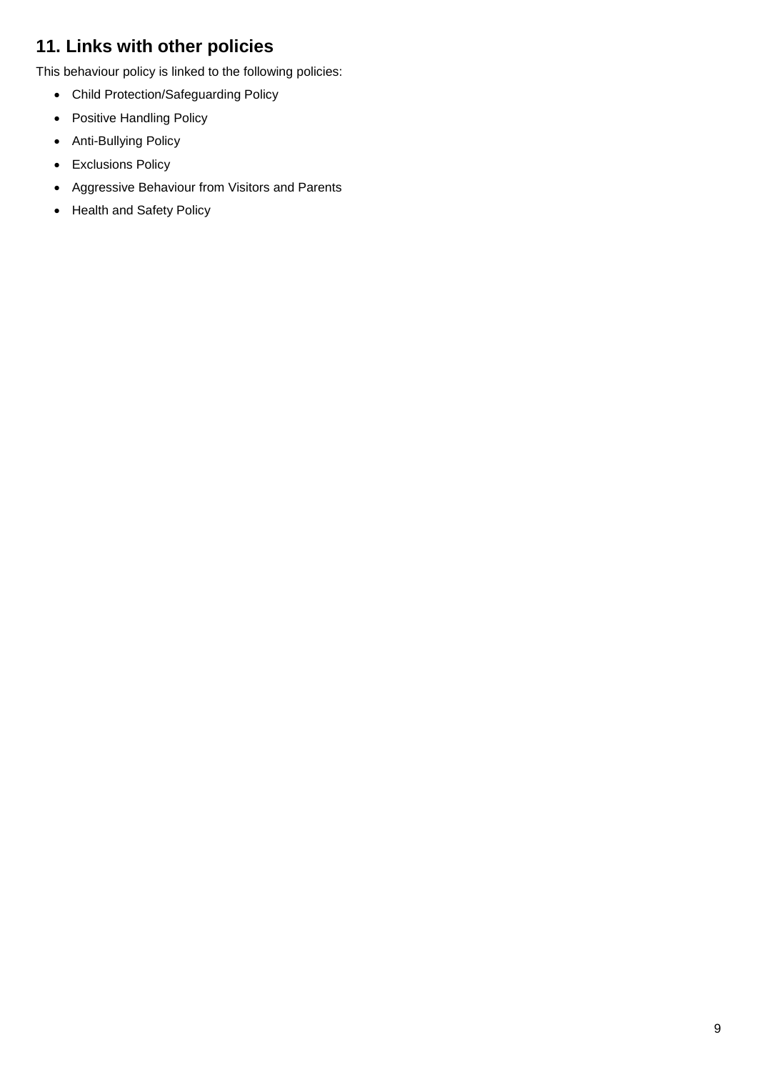## 11. Links with other policies

This behaviour policy is linked to the following policies:

- Child Protection/Safeguarding Policy
- Positive Handling Policy
- Anti-Bullying Policy
- Exclusions Policy
- Aggressive Behaviour from Visitors and Parents
- Health and Safety Policy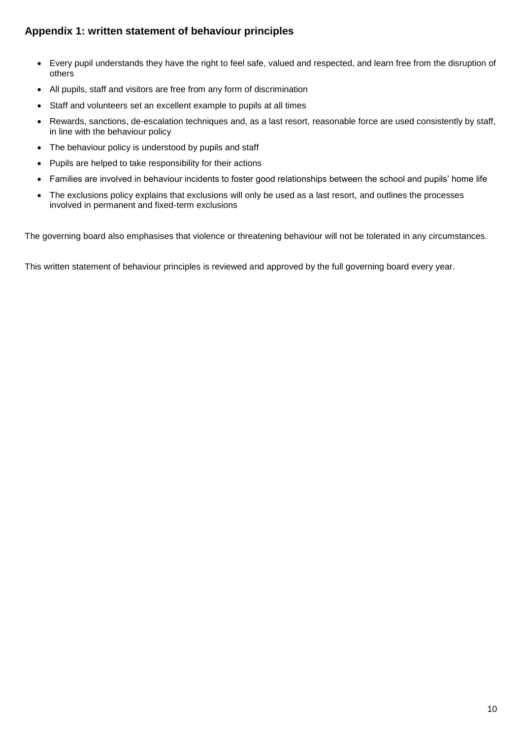## Appendix 1: written statement of behaviour principles

- Every pupil understands they have the right to feel safe, valued and respected, and learn free from the disruption of others
- All pupils, staff and visitors are free from any form of discrimination
- Staff and volunteers set an excellent example to pupils at all times
- Rewards, sanctions, de-escalation techniques and, as a last resort, reasonable force are used consistently by staff, in line with the behaviour policy
- The behaviour policy is understood by pupils and staff
- Pupils are helped to take responsibility for their actions
- Families are involved in behaviour incidents to foster good relationships between the school and pupils' home life
- The exclusions policy explains that exclusions will only be used as a last resort, and outlines the processes involved in permanent and fixed-term exclusions

The governing board also emphasises that violence or threatening behaviour will not be tolerated in any circumstances.

This written statement of behaviour principles is reviewed and approved by the full governing board every year.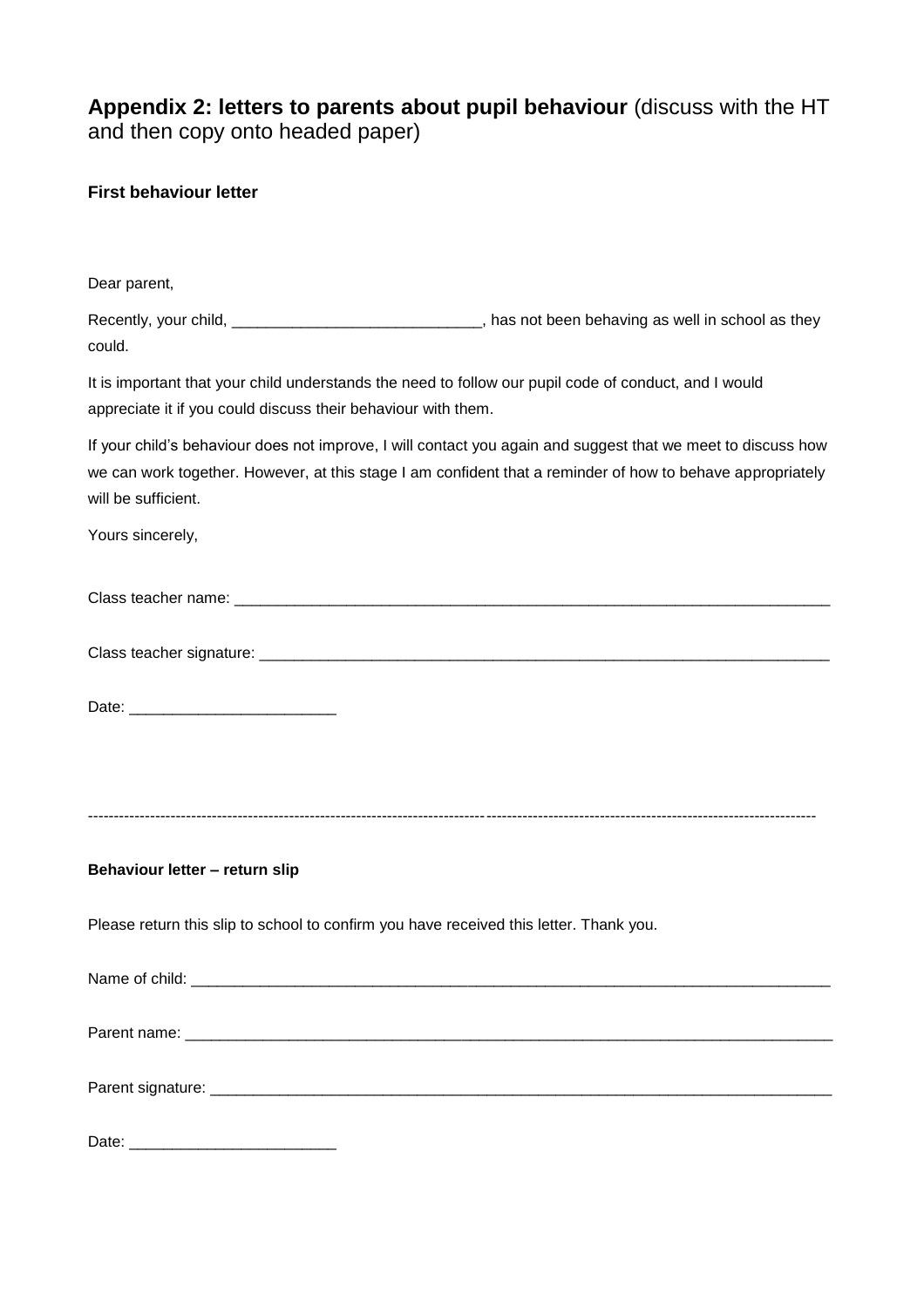## **Appendix 2: letters to parents about pupil behaviour** (discuss with the HT and then copy onto headed paper)

**First behaviour letter**

Dear parent,

Recently, your child, ____________________________, has not been behaving as well in school as they could.

It is important that your child understands the need to follow our pupil code of conduct, and I would appreciate it if you could discuss their behaviour with them.

If your child's behaviour does not improve, I will contact you again and suggest that we meet to discuss how we can work together. However, at this stage I am confident that a reminder of how to behave appropriately will be sufficient.

Yours sincerely,

Class teacher name: ________________________________________________________________

Class teacher signature: _____________________________________________________________

Date: ________________________

---

**Behaviour letter – return slip**

Please return this slip to school to confirm you have received this letter. Thank you.

Name of child: ____________________________________________________________________

Parent name: ______________________________________________________________________

Parent signature: ___________________________________________________________________

Date: ________________________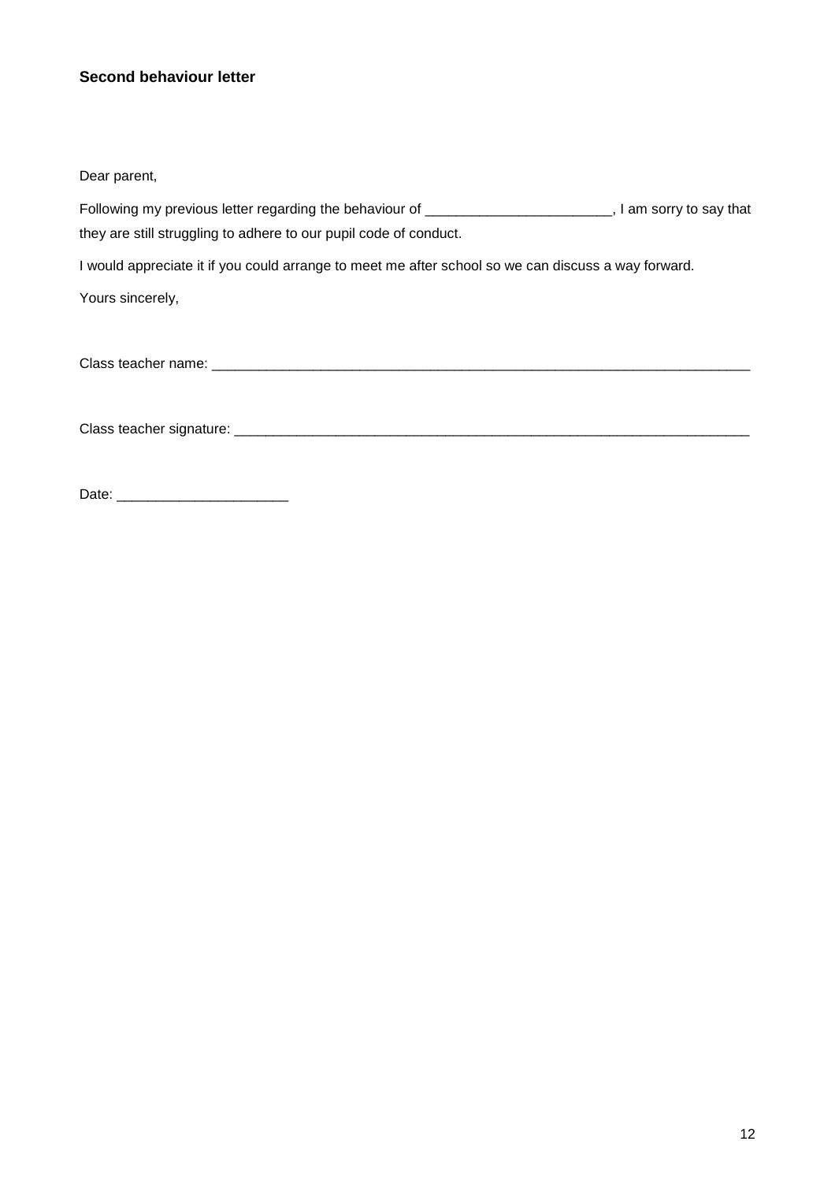### Second behaviour letter

Dear parent,

Following my previous letter regarding the behaviour of ________________________, I am sorry to say that they are still struggling to adhere to our pupil code of conduct.

I would appreciate it if you could arrange to meet me after school so we can discuss a way forward.

Yours sincerely,

Class teacher name: ___________________________________________________________________________

Class teacher signature: _______________________________________________________________________

Date: ______________________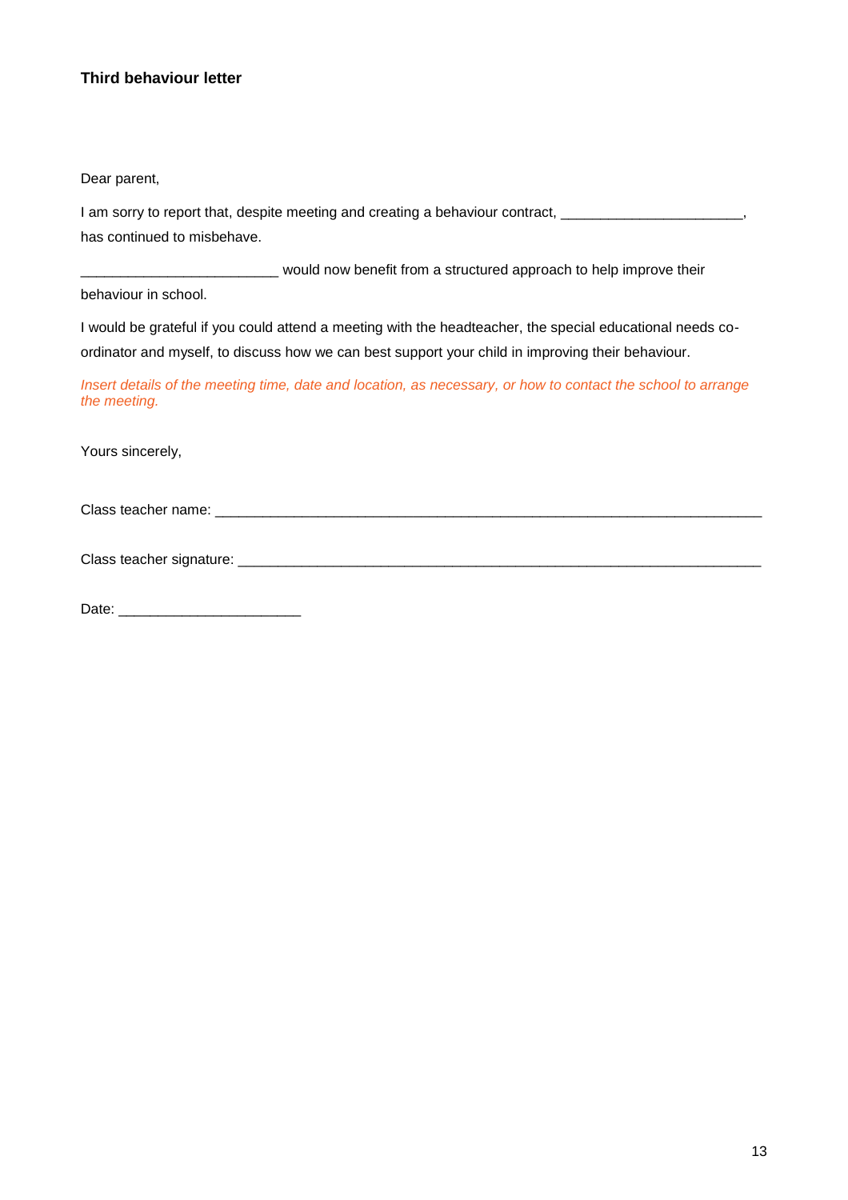### Third behaviour letter

Dear parent,

I am sorry to report that, despite meeting and creating a behaviour contract, _______________________, has continued to misbehave.

_________________________ would now benefit from a structured approach to help improve their behaviour in school.

I would be grateful if you could attend a meeting with the headteacher, the special educational needs co-ordinator and myself, to discuss how we can best support your child in improving their behaviour.

*Insert details of the meeting time, date and location, as necessary, or how to contact the school to arrange the meeting.*

Yours sincerely,

Class teacher name: ______________________________________________________________________

Class teacher signature: ___________________________________________________________________

Date: _______________________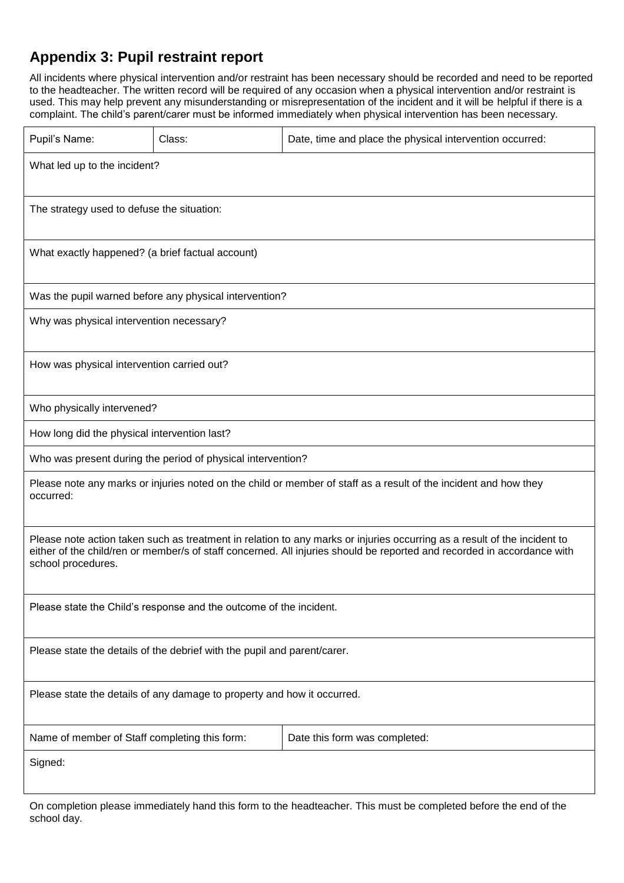## Appendix 3: Pupil restraint report

All incidents where physical intervention and/or restraint has been necessary should be recorded and need to be reported to the headteacher. The written record will be required of any occasion when a physical intervention and/or restraint is used. This may help prevent any misunderstanding or misrepresentation of the incident and it will be helpful if there is a complaint. The child's parent/carer must be informed immediately when physical intervention has been necessary.

| Pupil's Name: | Class: | Date, time and place the physical intervention occurred: |
|---|---|---|
| What led up to the incident? | | |
| The strategy used to defuse the situation: | | |
| What exactly happened? (a brief factual account) | | |
| Was the pupil warned before any physical intervention? | | |
| Why was physical intervention necessary? | | |
| How was physical intervention carried out? | | |
| Who physically intervened? | | |
| How long did the physical intervention last? | | |
| Who was present during the period of physical intervention? | | |
| Please note any marks or injuries noted on the child or member of staff as a result of the incident and how they occurred: | | |
| Please note action taken such as treatment in relation to any marks or injuries occurring as a result of the incident to either of the child/ren or member/s of staff concerned. All injuries should be reported and recorded in accordance with school procedures. | | |
| Please state the Child's response and the outcome of the incident. | | |
| Please state the details of the debrief with the pupil and parent/carer. | | |
| Please state the details of any damage to property and how it occurred. | | |
| Name of member of Staff completing this form: | | Date this form was completed: |
| Signed: | | |

On completion please immediately hand this form to the headteacher. This must be completed before the end of the school day.